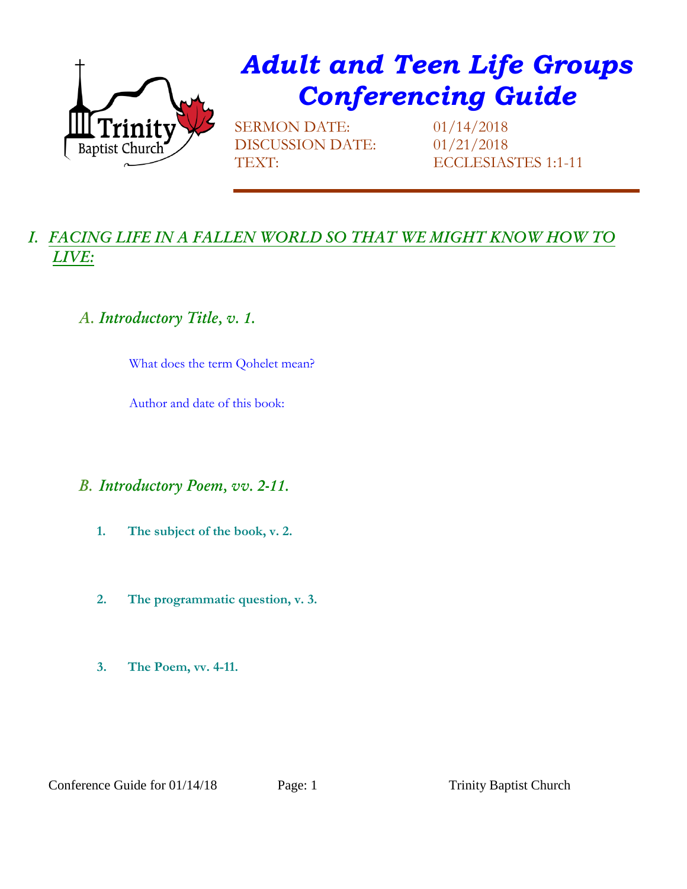# Adult and Teen Life Groups Conferencing Guide

SERMON DATE: 01/14/2018
DISCUSSION DATE: 01/21/2018
TEXT: ECCLESIASTES 1:1-11

## I. FACING LIFE IN A FALLEN WORLD SO THAT WE MIGHT KNOW HOW TO LIVE:

### A. Introductory Title, v. 1.

What does the term Qohelet mean?

Author and date of this book:

### B. Introductory Poem, vv. 2-11.

1. **The subject of the book, v. 2.**

2. **The programmatic question, v. 3.**

3. **The Poem, vv. 4-11.**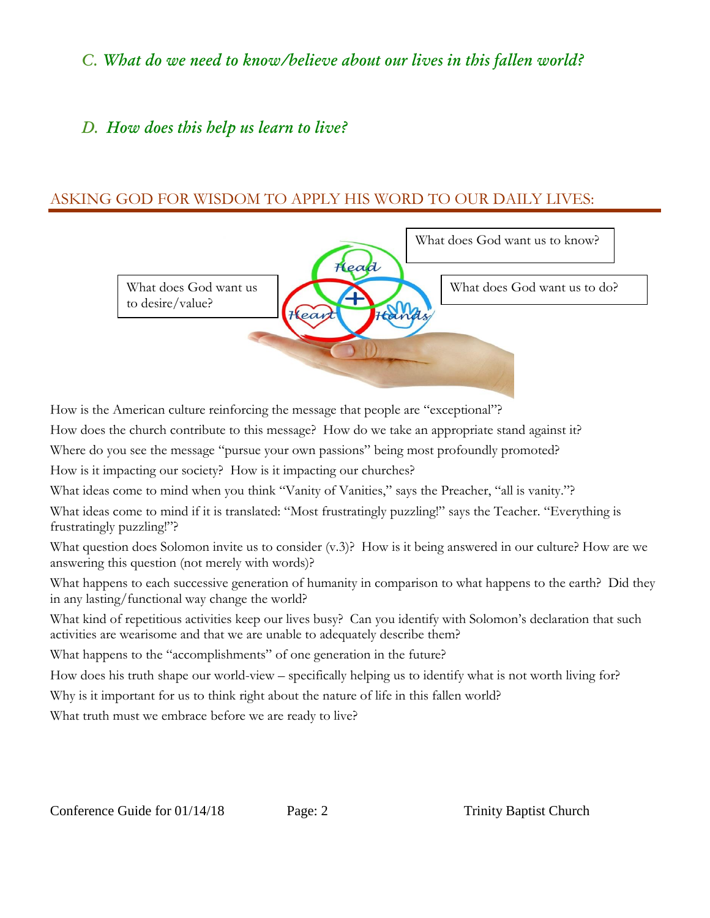*C. What do we need to know/believe about our lives in this fallen world?*

*D. How does this help us learn to live?*

## ASKING GOD FOR WISDOM TO APPLY HIS WORD TO OUR DAILY LIVES:

What does God want us to know?

What does God want us to desire/value?

What does God want us to do?

Head

Heart

Hands

How is the American culture reinforcing the message that people are "exceptional"?

How does the church contribute to this message? How do we take an appropriate stand against it?

Where do you see the message "pursue your own passions" being most profoundly promoted?

How is it impacting our society? How is it impacting our churches?

What ideas come to mind when you think "Vanity of Vanities," says the Preacher, "all is vanity."?

What ideas come to mind if it is translated: "Most frustratingly puzzling!" says the Teacher. "Everything is frustratingly puzzling!"?

What question does Solomon invite us to consider (v.3)? How is it being answered in our culture? How are we answering this question (not merely with words)?

What happens to each successive generation of humanity in comparison to what happens to the earth? Did they in any lasting/functional way change the world?

What kind of repetitious activities keep our lives busy? Can you identify with Solomon's declaration that such activities are wearisome and that we are unable to adequately describe them?

What happens to the "accomplishments" of one generation in the future?

How does his truth shape our world-view – specifically helping us to identify what is not worth living for?

Why is it important for us to think right about the nature of life in this fallen world?

What truth must we embrace before we are ready to live?